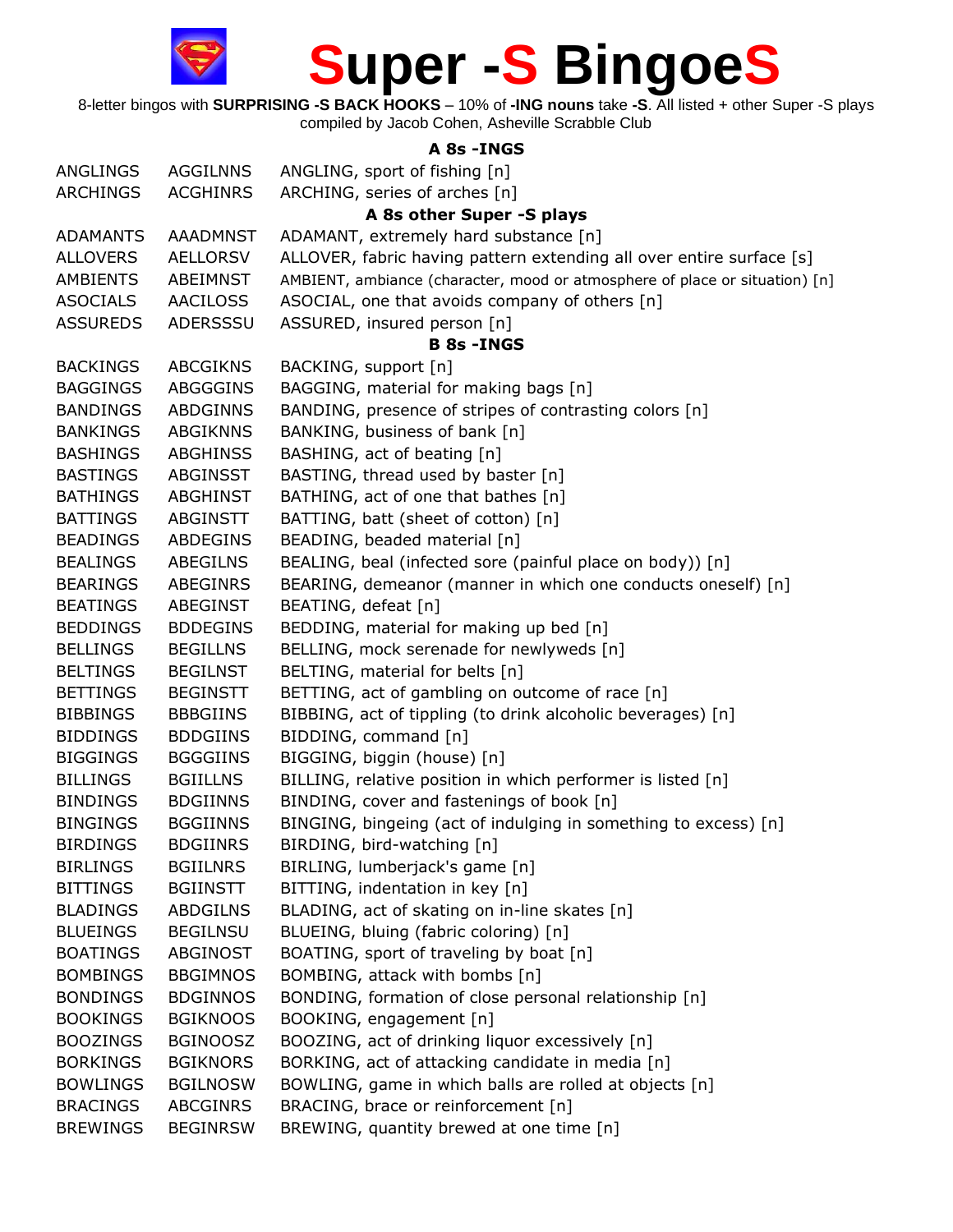# Super -S BingoeS

8-letter bingos with **SURPRISING -S BACK HOOKS** – 10% of **-ING nouns** take **-S**. All listed + other Super -S plays compiled by Jacob Cohen, Asheville Scrabble Club

### A 8s -INGS

| | | |
|---|---|---|
| ANGLINGS | AGGILNNS | ANGLING, sport of fishing [n] |
| ARCHINGS | ACGHINRS | ARCHING, series of arches [n] |

### A 8s other Super -S plays

| | | |
|---|---|---|
| ADAMANTS | AAADMNST | ADAMANT, extremely hard substance [n] |
| ALLOVERS | AELLORSV | ALLOVER, fabric having pattern extending all over entire surface [s] |
| AMBIENTS | ABEIMNST | AMBIENT, ambiance (character, mood or atmosphere of place or situation) [n] |
| ASOCIALS | AACILOSS | ASOCIAL, one that avoids company of others [n] |
| ASSUREDS | ADERSSSU | ASSURED, insured person [n] |

### B 8s -INGS

| | | |
|---|---|---|
| BACKINGS | ABCGIKNS | BACKING, support [n] |
| BAGGINGS | ABGGGINS | BAGGING, material for making bags [n] |
| BANDINGS | ABDGINNS | BANDING, presence of stripes of contrasting colors [n] |
| BANKINGS | ABGIKNNS | BANKING, business of bank [n] |
| BASHINGS | ABGHINSS | BASHING, act of beating [n] |
| BASTINGS | ABGINSST | BASTING, thread used by baster [n] |
| BATHINGS | ABGHINST | BATHING, act of one that bathes [n] |
| BATTINGS | ABGINSTT | BATTING, batt (sheet of cotton) [n] |
| BEADINGS | ABDEGINS | BEADING, beaded material [n] |
| BEALINGS | ABEGILNS | BEALING, beal (infected sore (painful place on body)) [n] |
| BEARINGS | ABEGINRS | BEARING, demeanor (manner in which one conducts oneself) [n] |
| BEATINGS | ABEGINST | BEATING, defeat [n] |
| BEDDINGS | BDDEGINS | BEDDING, material for making up bed [n] |
| BELLINGS | BEGILLNS | BELLING, mock serenade for newlyweds [n] |
| BELTINGS | BEGILNST | BELTING, material for belts [n] |
| BETTINGS | BEGINSTT | BETTING, act of gambling on outcome of race [n] |
| BIBBINGS | BBBGIINS | BIBBING, act of tippling (to drink alcoholic beverages) [n] |
| BIDDINGS | BDDGIINS | BIDDING, command [n] |
| BIGGINGS | BGGGIINS | BIGGING, biggin (house) [n] |
| BILLINGS | BGIILLNS | BILLING, relative position in which performer is listed [n] |
| BINDINGS | BDGIINNS | BINDING, cover and fastenings of book [n] |
| BINGINGS | BGGIINNS | BINGING, bingeing (act of indulging in something to excess) [n] |
| BIRDINGS | BDGIINRS | BIRDING, bird-watching [n] |
| BIRLINGS | BGIILNRS | BIRLING, lumberjack's game [n] |
| BITTINGS | BGIINSTT | BITTING, indentation in key [n] |
| BLADINGS | ABDGILNS | BLADING, act of skating on in-line skates [n] |
| BLUEINGS | BEGILNSU | BLUEING, bluing (fabric coloring) [n] |
| BOATINGS | ABGINOST | BOATING, sport of traveling by boat [n] |
| BOMBINGS | BBGIMNOS | BOMBING, attack with bombs [n] |
| BONDINGS | BDGINNOS | BONDING, formation of close personal relationship [n] |
| BOOKINGS | BGIKNOOS | BOOKING, engagement [n] |
| BOOZINGS | BGINOOSZ | BOOZING, act of drinking liquor excessively [n] |
| BORKINGS | BGIKNORS | BORKING, act of attacking candidate in media [n] |
| BOWLINGS | BGILNOSW | BOWLING, game in which balls are rolled at objects [n] |
| BRACINGS | ABCGINRS | BRACING, brace or reinforcement [n] |
| BREWINGS | BEGINRSW | BREWING, quantity brewed at one time [n] |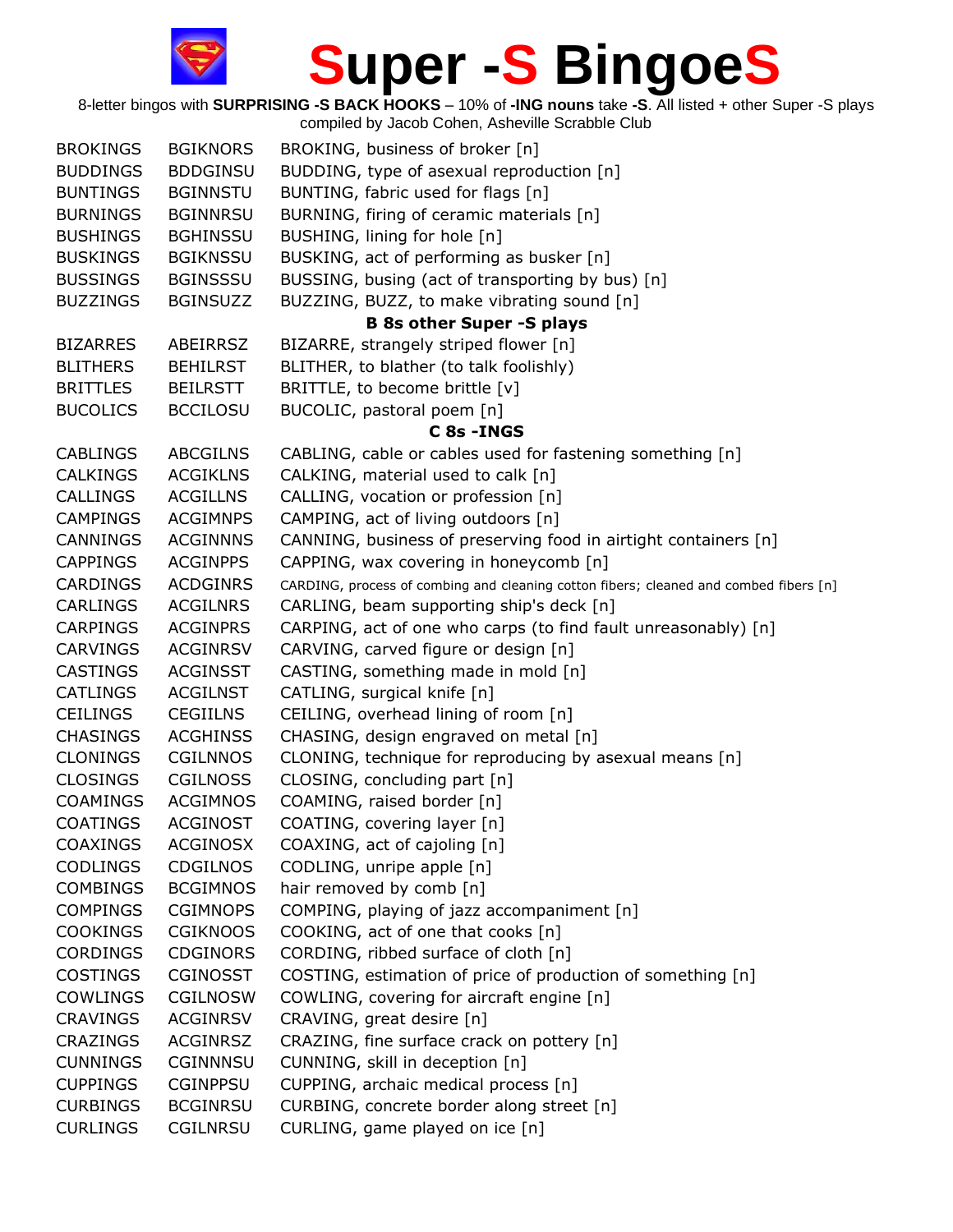# Super -S BingoeS

8-letter bingos with **SURPRISING -S BACK HOOKS** – 10% of **-ING nouns** take **-S**. All listed + other Super -S plays
compiled by Jacob Cohen, Asheville Scrabble Club

| | | |
|---|---|---|
| BROKINGS | BGIKNORS | BROKING, business of broker [n] |
| BUDDINGS | BDDGINSU | BUDDING, type of asexual reproduction [n] |
| BUNTINGS | BGINNSTU | BUNTING, fabric used for flags [n] |
| BURNINGS | BGINNRSU | BURNING, firing of ceramic materials [n] |
| BUSHINGS | BGHINSSU | BUSHING, lining for hole [n] |
| BUSKINGS | BGIKNSSU | BUSKING, act of performing as busker [n] |
| BUSSINGS | BGINSSSU | BUSSING, busing (act of transporting by bus) [n] |
| BUZZINGS | BGINSUZZ | BUZZING, BUZZ, to make vibrating sound [n] |
| | | **B 8s other Super -S plays** |
| BIZARRES | ABEIRRSZ | BIZARRE, strangely striped flower [n] |
| BLITHERS | BEHILRST | BLITHER, to blather (to talk foolishly) |
| BRITTLES | BEILRSTT | BRITTLE, to become brittle [v] |
| BUCOLICS | BCCILOSU | BUCOLIC, pastoral poem [n] |
| | | **C 8s -INGS** |
| CABLINGS | ABCGILNS | CABLING, cable or cables used for fastening something [n] |
| CALKINGS | ACGIKLNS | CALKING, material used to calk [n] |
| CALLINGS | ACGILLNS | CALLING, vocation or profession [n] |
| CAMPINGS | ACGIMNPS | CAMPING, act of living outdoors [n] |
| CANNINGS | ACGINNNS | CANNING, business of preserving food in airtight containers [n] |
| CAPPINGS | ACGINPPS | CAPPING, wax covering in honeycomb [n] |
| CARDINGS | ACDGINRS | CARDING, process of combing and cleaning cotton fibers; cleaned and combed fibers [n] |
| CARLINGS | ACGILNRS | CARLING, beam supporting ship's deck [n] |
| CARPINGS | ACGINPRS | CARPING, act of one who carps (to find fault unreasonably) [n] |
| CARVINGS | ACGINRSV | CARVING, carved figure or design [n] |
| CASTINGS | ACGINSST | CASTING, something made in mold [n] |
| CATLINGS | ACGILNST | CATLING, surgical knife [n] |
| CEILINGS | CEGIILNS | CEILING, overhead lining of room [n] |
| CHASINGS | ACGHINSS | CHASING, design engraved on metal [n] |
| CLONINGS | CGILNNOS | CLONING, technique for reproducing by asexual means [n] |
| CLOSINGS | CGILNOSS | CLOSING, concluding part [n] |
| COAMINGS | ACGIMNOS | COAMING, raised border [n] |
| COATINGS | ACGINOST | COATING, covering layer [n] |
| COAXINGS | ACGINOSX | COAXING, act of cajoling [n] |
| CODLINGS | CDGILNOS | CODLING, unripe apple [n] |
| COMBINGS | BCGIMNOS | hair removed by comb [n] |
| COMPINGS | CGIMNOPS | COMPING, playing of jazz accompaniment [n] |
| COOKINGS | CGIKNOOS | COOKING, act of one that cooks [n] |
| CORDINGS | CDGINORS | CORDING, ribbed surface of cloth [n] |
| COSTINGS | CGINOSST | COSTING, estimation of price of production of something [n] |
| COWLINGS | CGILNOSW | COWLING, covering for aircraft engine [n] |
| CRAVINGS | ACGINRSV | CRAVING, great desire [n] |
| CRAZINGS | ACGINRSZ | CRAZING, fine surface crack on pottery [n] |
| CUNNINGS | CGINNNSU | CUNNING, skill in deception [n] |
| CUPPINGS | CGINPPSU | CUPPING, archaic medical process [n] |
| CURBINGS | BCGINRSU | CURBING, concrete border along street [n] |
| CURLINGS | CGILNRSU | CURLING, game played on ice [n] |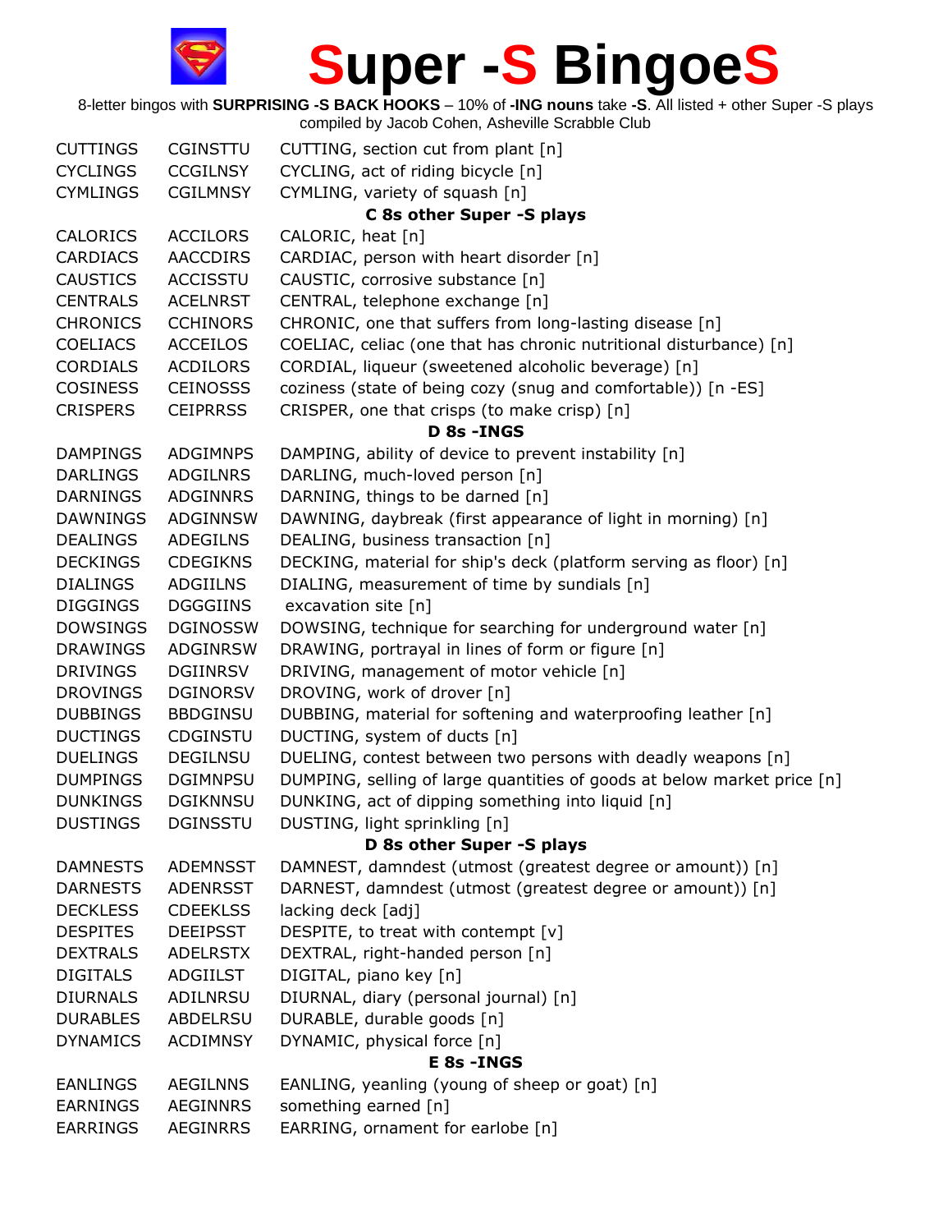# Super -S BingoeS

8-letter bingos with **SURPRISING -S BACK HOOKS** – 10% of **-ING nouns** take **-S**. All listed + other Super -S plays
compiled by Jacob Cohen, Asheville Scrabble Club

| | | |
|---|---|---|
| CUTTINGS | CGINSTTU | CUTTING, section cut from plant [n] |
| CYCLINGS | CCGILNSY | CYCLING, act of riding bicycle [n] |
| CYMLINGS | CGILMNSY | CYMLING, variety of squash [n] |
| | | **C 8s other Super -S plays** |
| CALORICS | ACCILORS | CALORIC, heat [n] |
| CARDIACS | AACCDIRS | CARDIAC, person with heart disorder [n] |
| CAUSTICS | ACCISSTU | CAUSTIC, corrosive substance [n] |
| CENTRALS | ACELNRST | CENTRAL, telephone exchange [n] |
| CHRONICS | CCHINORS | CHRONIC, one that suffers from long-lasting disease [n] |
| COELIACS | ACCEILOS | COELIAC, celiac (one that has chronic nutritional disturbance) [n] |
| CORDIALS | ACDILORS | CORDIAL, liqueur (sweetened alcoholic beverage) [n] |
| COSINESS | CEINOSSS | coziness (state of being cozy (snug and comfortable)) [n -ES] |
| CRISPERS | CEIPRRSS | CRISPER, one that crisps (to make crisp) [n] |
| | | **D 8s -INGS** |
| DAMPINGS | ADGIMNPS | DAMPING, ability of device to prevent instability [n] |
| DARLINGS | ADGILNRS | DARLING, much-loved person [n] |
| DARNINGS | ADGINNRS | DARNING, things to be darned [n] |
| DAWNINGS | ADGINNSW | DAWNING, daybreak (first appearance of light in morning) [n] |
| DEALINGS | ADEGILNS | DEALING, business transaction [n] |
| DECKINGS | CDEGIKNS | DECKING, material for ship's deck (platform serving as floor) [n] |
| DIALINGS | ADGIILNS | DIALING, measurement of time by sundials [n] |
| DIGGINGS | DGGGIINS | excavation site [n] |
| DOWSINGS | DGINOSSW | DOWSING, technique for searching for underground water [n] |
| DRAWINGS | ADGINRSW | DRAWING, portrayal in lines of form or figure [n] |
| DRIVINGS | DGIINRSV | DRIVING, management of motor vehicle [n] |
| DROVINGS | DGINORSV | DROVING, work of drover [n] |
| DUBBINGS | BBDGINSU | DUBBING, material for softening and waterproofing leather [n] |
| DUCTINGS | CDGINSTU | DUCTING, system of ducts [n] |
| DUELINGS | DEGILNSU | DUELING, contest between two persons with deadly weapons [n] |
| DUMPINGS | DGIMNPSU | DUMPING, selling of large quantities of goods at below market price [n] |
| DUNKINGS | DGIKNNSU | DUNKING, act of dipping something into liquid [n] |
| DUSTINGS | DGINSSTU | DUSTING, light sprinkling [n] |
| | | **D 8s other Super -S plays** |
| DAMNESTS | ADEMNSST | DAMNEST, damndest (utmost (greatest degree or amount)) [n] |
| DARNESTS | ADENRSST | DARNEST, damndest (utmost (greatest degree or amount)) [n] |
| DECKLESS | CDEEKLSS | lacking deck [adj] |
| DESPITES | DEEIPSST | DESPITE, to treat with contempt [v] |
| DEXTRALS | ADELRSTX | DEXTRAL, right-handed person [n] |
| DIGITALS | ADGIILST | DIGITAL, piano key [n] |
| DIURNALS | ADILNRSU | DIURNAL, diary (personal journal) [n] |
| DURABLES | ABDELRSU | DURABLE, durable goods [n] |
| DYNAMICS | ACDIMNSY | DYNAMIC, physical force [n] |
| | | **E 8s -INGS** |
| EANLINGS | AEGILNNS | EANLING, yeanling (young of sheep or goat) [n] |
| EARNINGS | AEGINNRS | something earned [n] |
| EARRINGS | AEGINRRS | EARRING, ornament for earlobe [n] |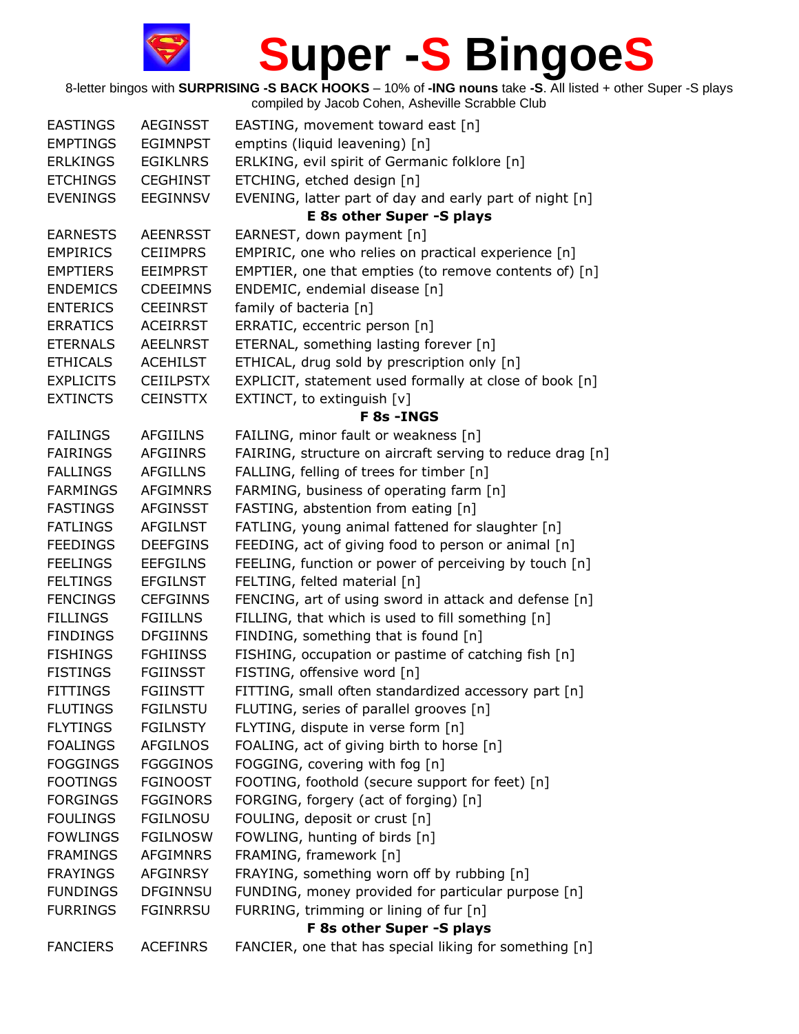# Super -S BingoeS

8-letter bingos with **SURPRISING -S BACK HOOKS** – 10% of **-ING nouns** take **-S**. All listed + other Super -S plays
compiled by Jacob Cohen, Asheville Scrabble Club

| | | |
|---|---|---|
| EASTINGS | AEGINSST | EASTING, movement toward east [n] |
| EMPTINGS | EGIMNPST | emptins (liquid leavening) [n] |
| ERLKINGS | EGIKLNRS | ERLKING, evil spirit of Germanic folklore [n] |
| ETCHINGS | CEGHINST | ETCHING, etched design [n] |
| EVENINGS | EEGINNSV | EVENING, latter part of day and early part of night [n] |
| | | **E 8s other Super -S plays** |
| EARNESTS | AEENRSST | EARNEST, down payment [n] |
| EMPIRICS | CEIIMPRS | EMPIRIC, one who relies on practical experience [n] |
| EMPTIERS | EEIMPRST | EMPTIER, one that empties (to remove contents of) [n] |
| ENDEMICS | CDEEIMNS | ENDEMIC, endemial disease [n] |
| ENTERICS | CEEINRST | family of bacteria [n] |
| ERRATICS | ACEIRRST | ERRATIC, eccentric person [n] |
| ETERNALS | AEELNRST | ETERNAL, something lasting forever [n] |
| ETHICALS | ACEHILST | ETHICAL, drug sold by prescription only [n] |
| EXPLICITS | CEIILPSTX | EXPLICIT, statement used formally at close of book [n] |
| EXTINCTS | CEINSTTX | EXTINCT, to extinguish [v] |
| | | **F 8s -INGS** |
| FAILINGS | AFGIILNS | FAILING, minor fault or weakness [n] |
| FAIRINGS | AFGIINRS | FAIRING, structure on aircraft serving to reduce drag [n] |
| FALLINGS | AFGILLNS | FALLING, felling of trees for timber [n] |
| FARMINGS | AFGIMNRS | FARMING, business of operating farm [n] |
| FASTINGS | AFGINSST | FASTING, abstention from eating [n] |
| FATLINGS | AFGILNST | FATLING, young animal fattened for slaughter [n] |
| FEEDINGS | DEEFGINS | FEEDING, act of giving food to person or animal [n] |
| FEELINGS | EEFGILNS | FEELING, function or power of perceiving by touch [n] |
| FELTINGS | EFGILNST | FELTING, felted material [n] |
| FENCINGS | CEFGINNS | FENCING, art of using sword in attack and defense [n] |
| FILLINGS | FGIILLNS | FILLING, that which is used to fill something [n] |
| FINDINGS | DFGIINNS | FINDING, something that is found [n] |
| FISHINGS | FGHIINSS | FISHING, occupation or pastime of catching fish [n] |
| FISTINGS | FGIINSST | FISTING, offensive word [n] |
| FITTINGS | FGIINSTT | FITTING, small often standardized accessory part [n] |
| FLUTINGS | FGILNSTU | FLUTING, series of parallel grooves [n] |
| FLYTINGS | FGILNSTY | FLYTING, dispute in verse form [n] |
| FOALINGS | AFGILNOS | FOALING, act of giving birth to horse [n] |
| FOGGINGS | FGGGINOS | FOGGING, covering with fog [n] |
| FOOTINGS | FGINOOST | FOOTING, foothold (secure support for feet) [n] |
| FORGINGS | FGGINORS | FORGING, forgery (act of forging) [n] |
| FOULINGS | FGILNOSU | FOULING, deposit or crust [n] |
| FOWLINGS | FGILNOSW | FOWLING, hunting of birds [n] |
| FRAMINGS | AFGIMNRS | FRAMING, framework [n] |
| FRAYINGS | AFGINRSY | FRAYING, something worn off by rubbing [n] |
| FUNDINGS | DFGINNSU | FUNDING, money provided for particular purpose [n] |
| FURRINGS | FGINRRSU | FURRING, trimming or lining of fur [n] |
| | | **F 8s other Super -S plays** |
| FANCIERS | ACEFINRS | FANCIER, one that has special liking for something [n] |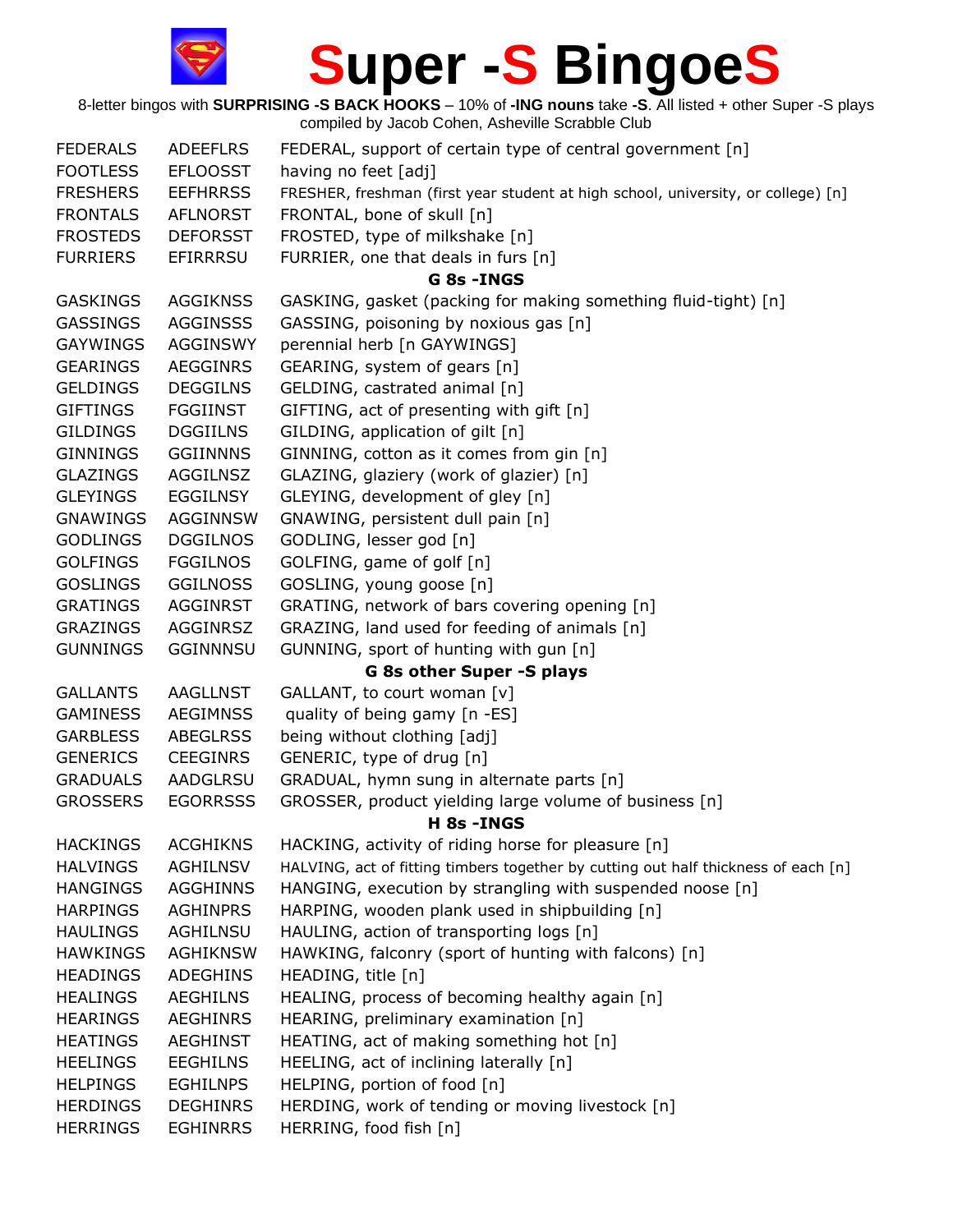# Super -S BingoeS

8-letter bingos with **SURPRISING -S BACK HOOKS** – 10% of **-ING nouns** take **-S**. All listed + other Super -S plays compiled by Jacob Cohen, Asheville Scrabble Club

| | | |
|---|---|---|
| FEDERALS | ADEEFLRS | FEDERAL, support of certain type of central government [n] |
| FOOTLESS | EFLOOSST | having no feet [adj] |
| FRESHERS | EEFHRRSS | FRESHER, freshman (first year student at high school, university, or college) [n] |
| FRONTALS | AFLNORST | FRONTAL, bone of skull [n] |
| FROSTEDS | DEFORSST | FROSTED, type of milkshake [n] |
| FURRIERS | EFIRRRSU | FURRIER, one that deals in furs [n] |
| | | **G 8s -INGS** |
| GASKINGS | AGGIKNSS | GASKING, gasket (packing for making something fluid-tight) [n] |
| GASSINGS | AGGINSSS | GASSING, poisoning by noxious gas [n] |
| GAYWINGS | AGGINSWY | perennial herb [n GAYWINGS] |
| GEARINGS | AEGGINRS | GEARING, system of gears [n] |
| GELDINGS | DEGGILNS | GELDING, castrated animal [n] |
| GIFTINGS | FGGIINST | GIFTING, act of presenting with gift [n] |
| GILDINGS | DGGIILNS | GILDING, application of gilt [n] |
| GINNINGS | GGIINNNS | GINNING, cotton as it comes from gin [n] |
| GLAZINGS | AGGILNSZ | GLAZING, glaziery (work of glazier) [n] |
| GLEYINGS | EGGILNSY | GLEYING, development of gley [n] |
| GNAWINGS | AGGINNSW | GNAWING, persistent dull pain [n] |
| GODLINGS | DGGILNOS | GODLING, lesser god [n] |
| GOLFINGS | FGGILNOS | GOLFING, game of golf [n] |
| GOSLINGS | GGILNOSS | GOSLING, young goose [n] |
| GRATINGS | AGGINRST | GRATING, network of bars covering opening [n] |
| GRAZINGS | AGGINRSZ | GRAZING, land used for feeding of animals [n] |
| GUNNINGS | GGINNNSU | GUNNING, sport of hunting with gun [n] |
| | | **G 8s other Super -S plays** |
| GALLANTS | AAGLLNST | GALLANT, to court woman [v] |
| GAMINESS | AEGIMNSS | quality of being gamy [n -ES] |
| GARBLESS | ABEGLRSS | being without clothing [adj] |
| GENERICS | CEEGINRS | GENERIC, type of drug [n] |
| GRADUALS | AADGLRSU | GRADUAL, hymn sung in alternate parts [n] |
| GROSSERS | EGORRSSS | GROSSER, product yielding large volume of business [n] |
| | | **H 8s -INGS** |
| HACKINGS | ACGHIKNS | HACKING, activity of riding horse for pleasure [n] |
| HALVINGS | AGHILNSV | HALVING, act of fitting timbers together by cutting out half thickness of each [n] |
| HANGINGS | AGGHINNS | HANGING, execution by strangling with suspended noose [n] |
| HARPINGS | AGHINPRS | HARPING, wooden plank used in shipbuilding [n] |
| HAULINGS | AGHILNSU | HAULING, action of transporting logs [n] |
| HAWKINGS | AGHIKNSW | HAWKING, falconry (sport of hunting with falcons) [n] |
| HEADINGS | ADEGHINS | HEADING, title [n] |
| HEALINGS | AEGHILNS | HEALING, process of becoming healthy again [n] |
| HEARINGS | AEGHINRS | HEARING, preliminary examination [n] |
| HEATINGS | AEGHINST | HEATING, act of making something hot [n] |
| HEELINGS | EEGHILNS | HEELING, act of inclining laterally [n] |
| HELPINGS | EGHILNPS | HELPING, portion of food [n] |
| HERDINGS | DEGHINRS | HERDING, work of tending or moving livestock [n] |
| HERRINGS | EGHINRRS | HERRING, food fish [n] |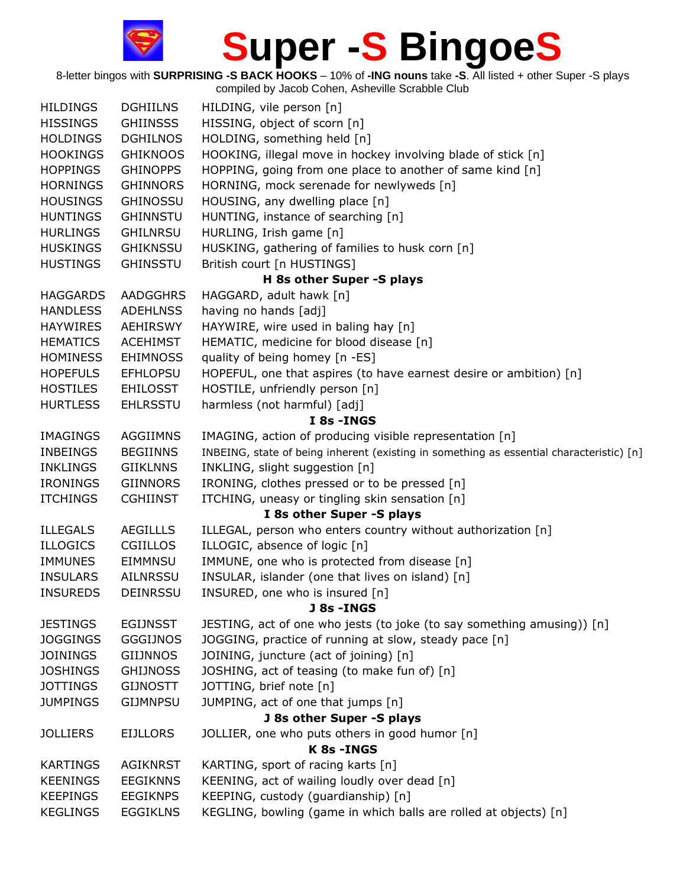# Super -S BingoeS

8-letter bingos with **SURPRISING -S BACK HOOKS** – 10% of **-ING nouns** take **-S**. All listed + other Super -S plays compiled by Jacob Cohen, Asheville Scrabble Club

| | | |
|---|---|---|
| HILDINGS | DGHIILNS | HILDING, vile person [n] |
| HISSINGS | GHIINSSS | HISSING, object of scorn [n] |
| HOLDINGS | DGHILNOS | HOLDING, something held [n] |
| HOOKINGS | GHIKNOOS | HOOKING, illegal move in hockey involving blade of stick [n] |
| HOPPINGS | GHINOPPS | HOPPING, going from one place to another of same kind [n] |
| HORNINGS | GHINNORS | HORNING, mock serenade for newlyweds [n] |
| HOUSINGS | GHINOSSU | HOUSING, any dwelling place [n] |
| HUNTINGS | GHINNSTU | HUNTING, instance of searching [n] |
| HURLINGS | GHILNRSU | HURLING, Irish game [n] |
| HUSKINGS | GHIKNSSU | HUSKING, gathering of families to husk corn [n] |
| HUSTINGS | GHINSSTU | British court [n HUSTINGS] |
| | | **H 8s other Super -S plays** |
| HAGGARDS | AADGGHRS | HAGGARD, adult hawk [n] |
| HANDLESS | ADEHLNSS | having no hands [adj] |
| HAYWIRES | AEHIRSWY | HAYWIRE, wire used in baling hay [n] |
| HEMATICS | ACEHIMST | HEMATIC, medicine for blood disease [n] |
| HOMINESS | EHIMNOSS | quality of being homey [n -ES] |
| HOPEFULS | EFHLOPSU | HOPEFUL, one that aspires (to have earnest desire or ambition) [n] |
| HOSTILES | EHILOSST | HOSTILE, unfriendly person [n] |
| HURTLESS | EHLRSSTU | harmless (not harmful) [adj] |
| | | **I 8s -INGS** |
| IMAGINGS | AGGIIMNS | IMAGING, action of producing visible representation [n] |
| INBEINGS | BEGIINNS | INBEING, state of being inherent (existing in something as essential characteristic) [n] |
| INKLINGS | GIIKLNNS | INKLING, slight suggestion [n] |
| IRONINGS | GIINNORS | IRONING, clothes pressed or to be pressed [n] |
| ITCHINGS | CGHIINST | ITCHING, uneasy or tingling skin sensation [n] |
| | | **I 8s other Super -S plays** |
| ILLEGALS | AEGILLLS | ILLEGAL, person who enters country without authorization [n] |
| ILLOGICS | CGIILLOS | ILLOGIC, absence of logic [n] |
| IMMUNES | EIMMNSU | IMMUNE, one who is protected from disease [n] |
| INSULARS | AILNRSSU | INSULAR, islander (one that lives on island) [n] |
| INSUREDS | DEINRSSU | INSURED, one who is insured [n] |
| | | **J 8s -INGS** |
| JESTINGS | EGIJNSST | JESTING, act of one who jests (to joke (to say something amusing)) [n] |
| JOGGINGS | GGGIJNOS | JOGGING, practice of running at slow, steady pace [n] |
| JOININGS | GIIJNNOS | JOINING, juncture (act of joining) [n] |
| JOSHINGS | GHIJNOSS | JOSHING, act of teasing (to make fun of) [n] |
| JOTTINGS | GIJNOSTT | JOTTING, brief note [n] |
| JUMPINGS | GIJMNPSU | JUMPING, act of one that jumps [n] |
| | | **J 8s other Super -S plays** |
| JOLLIERS | EIJLLORS | JOLLIER, one who puts others in good humor [n] |
| | | **K 8s -INGS** |
| KARTINGS | AGIKNRST | KARTING, sport of racing karts [n] |
| KEENINGS | EEGIKNNS | KEENING, act of wailing loudly over dead [n] |
| KEEPINGS | EEGIKNPS | KEEPING, custody (guardianship) [n] |
| KEGLINGS | EGGIKLNS | KEGLING, bowling (game in which balls are rolled at objects) [n] |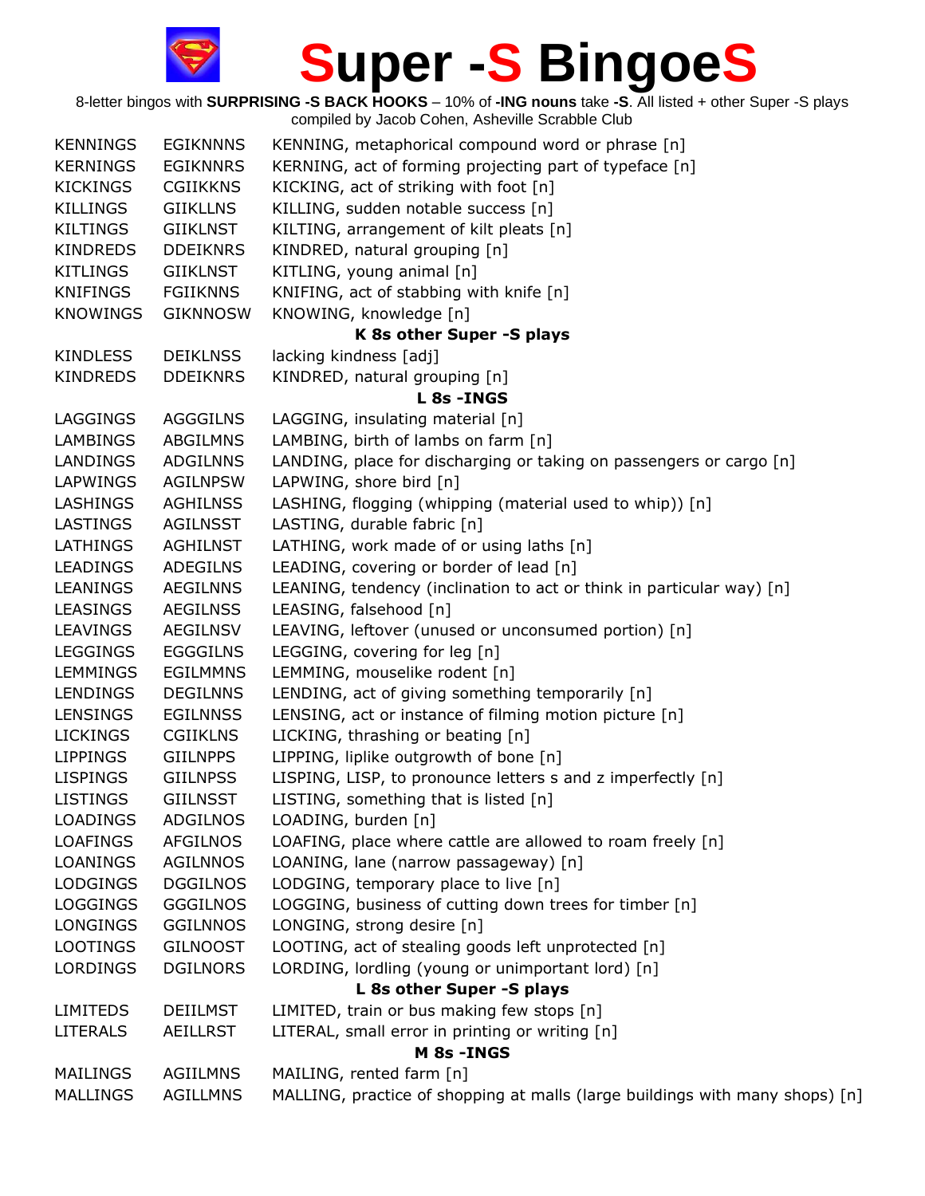# Super -S BingoeS

8-letter bingos with **SURPRISING -S BACK HOOKS** – 10% of **-ING nouns** take **-S**. All listed + other Super -S plays compiled by Jacob Cohen, Asheville Scrabble Club

| | | |
|---|---|---|
| KENNINGS | EGIKNNNS | KENNING, metaphorical compound word or phrase [n] |
| KERNINGS | EGIKNNRS | KERNING, act of forming projecting part of typeface [n] |
| KICKINGS | CGIIKKNS | KICKING, act of striking with foot [n] |
| KILLINGS | GIIKLLNS | KILLING, sudden notable success [n] |
| KILTINGS | GIIKLNST | KILTING, arrangement of kilt pleats [n] |
| KINDREDS | DDEIKNRS | KINDRED, natural grouping [n] |
| KITLINGS | GIIKLNST | KITLING, young animal [n] |
| KNIFINGS | FGIIKNNS | KNIFING, act of stabbing with knife [n] |
| KNOWINGS | GIKNNOSW | KNOWING, knowledge [n] |
| | **K 8s other Super -S plays** | |
| KINDLESS | DEIKLNSS | lacking kindness [adj] |
| KINDREDS | DDEIKNRS | KINDRED, natural grouping [n] |
| | **L 8s -INGS** | |
| LAGGINGS | AGGGILNS | LAGGING, insulating material [n] |
| LAMBINGS | ABGILMNS | LAMBING, birth of lambs on farm [n] |
| LANDINGS | ADGILNNS | LANDING, place for discharging or taking on passengers or cargo [n] |
| LAPWINGS | AGILNPSW | LAPWING, shore bird [n] |
| LASHINGS | AGHILNSS | LASHING, flogging (whipping (material used to whip)) [n] |
| LASTINGS | AGILNSST | LASTING, durable fabric [n] |
| LATHINGS | AGHILNST | LATHING, work made of or using laths [n] |
| LEADINGS | ADEGILNS | LEADING, covering or border of lead [n] |
| LEANINGS | AEGILNNS | LEANING, tendency (inclination to act or think in particular way) [n] |
| LEASINGS | AEGILNSS | LEASING, falsehood [n] |
| LEAVINGS | AEGILNSV | LEAVING, leftover (unused or unconsumed portion) [n] |
| LEGGINGS | EGGGILNS | LEGGING, covering for leg [n] |
| LEMMINGS | EGILMMNS | LEMMING, mouselike rodent [n] |
| LENDINGS | DEGILNNS | LENDING, act of giving something temporarily [n] |
| LENSINGS | EGILNNSS | LENSING, act or instance of filming motion picture [n] |
| LICKINGS | CGIIKLNS | LICKING, thrashing or beating [n] |
| LIPPINGS | GIILNPPS | LIPPING, liplike outgrowth of bone [n] |
| LISPINGS | GIILNPSS | LISPING, LISP, to pronounce letters s and z imperfectly [n] |
| LISTINGS | GIILNSST | LISTING, something that is listed [n] |
| LOADINGS | ADGILNOS | LOADING, burden [n] |
| LOAFINGS | AFGILNOS | LOAFING, place where cattle are allowed to roam freely [n] |
| LOANINGS | AGILNNOS | LOANING, lane (narrow passageway) [n] |
| LODGINGS | DGGILNOS | LODGING, temporary place to live [n] |
| LOGGINGS | GGGILNOS | LOGGING, business of cutting down trees for timber [n] |
| LONGINGS | GGILNNOS | LONGING, strong desire [n] |
| LOOTINGS | GILNOOST | LOOTING, act of stealing goods left unprotected [n] |
| LORDINGS | DGILNORS | LORDING, lordling (young or unimportant lord) [n] |
| | **L 8s other Super -S plays** | |
| LIMITEDS | DEIILMST | LIMITED, train or bus making few stops [n] |
| LITERALS | AEILLRST | LITERAL, small error in printing or writing [n] |
| | **M 8s -INGS** | |
| MAILINGS | AGIILMNS | MAILING, rented farm [n] |
| MALLINGS | AGILLMNS | MALLING, practice of shopping at malls (large buildings with many shops) [n] |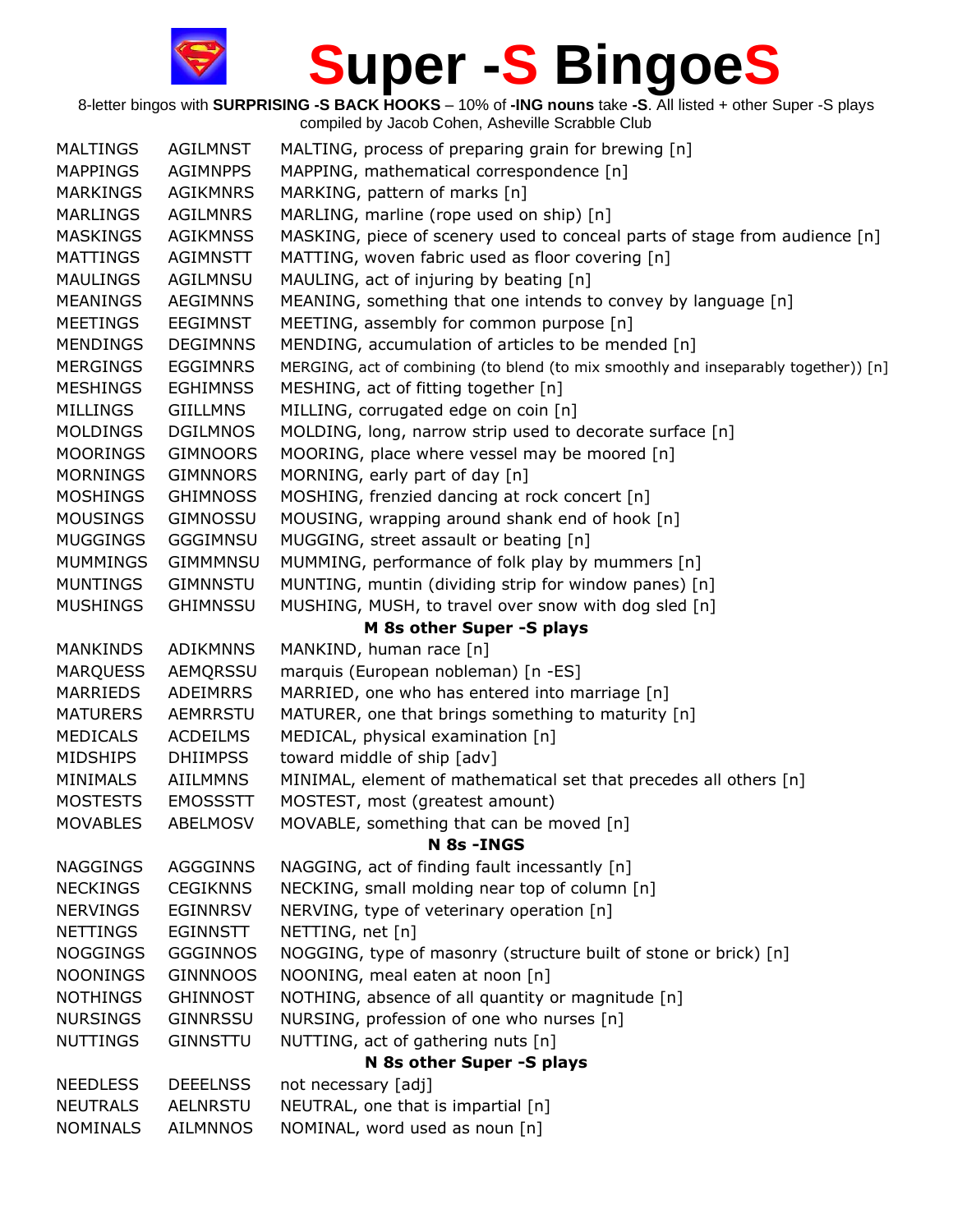# Super -S BingoeS

8-letter bingos with **SURPRISING -S BACK HOOKS** – 10% of **-ING nouns** take **-S**. All listed + other Super -S plays compiled by Jacob Cohen, Asheville Scrabble Club

| | | |
|---|---|---|
| MALTINGS | AGILMNST | MALTING, process of preparing grain for brewing [n] |
| MAPPINGS | AGIMNPPS | MAPPING, mathematical correspondence [n] |
| MARKINGS | AGIKMNRS | MARKING, pattern of marks [n] |
| MARLINGS | AGILMNRS | MARLING, marline (rope used on ship) [n] |
| MASKINGS | AGIKMNSS | MASKING, piece of scenery used to conceal parts of stage from audience [n] |
| MATTINGS | AGIMNSTT | MATTING, woven fabric used as floor covering [n] |
| MAULINGS | AGILMNSU | MAULING, act of injuring by beating [n] |
| MEANINGS | AEGIMNNS | MEANING, something that one intends to convey by language [n] |
| MEETINGS | EEGIMNST | MEETING, assembly for common purpose [n] |
| MENDINGS | DEGIMNNS | MENDING, accumulation of articles to be mended [n] |
| MERGINGS | EGGIMNRS | MERGING, act of combining (to blend (to mix smoothly and inseparably together)) [n] |
| MESHINGS | EGHIMNSS | MESHING, act of fitting together [n] |
| MILLINGS | GIILLMNS | MILLING, corrugated edge on coin [n] |
| MOLDINGS | DGILMNOS | MOLDING, long, narrow strip used to decorate surface [n] |
| MOORINGS | GIMNOORS | MOORING, place where vessel may be moored [n] |
| MORNINGS | GIMNNORS | MORNING, early part of day [n] |
| MOSHINGS | GHIMNOSS | MOSHING, frenzied dancing at rock concert [n] |
| MOUSINGS | GIMNOSSU | MOUSING, wrapping around shank end of hook [n] |
| MUGGINGS | GGGIMNSU | MUGGING, street assault or beating [n] |
| MUMMINGS | GIMMMNSU | MUMMING, performance of folk play by mummers [n] |
| MUNTINGS | GIMNNSTU | MUNTING, muntin (dividing strip for window panes) [n] |
| MUSHINGS | GHIMNSSU | MUSHING, MUSH, to travel over snow with dog sled [n] |
| | | **M 8s other Super -S plays** |
| MANKINDS | ADIKMNNS | MANKIND, human race [n] |
| MARQUESS | AEMQRSSU | marquis (European nobleman) [n -ES] |
| MARRIEDS | ADEIMRRS | MARRIED, one who has entered into marriage [n] |
| MATURERS | AEMRRSTU | MATURER, one that brings something to maturity [n] |
| MEDICALS | ACDEILMS | MEDICAL, physical examination [n] |
| MIDSHIPS | DHIIMPSS | toward middle of ship [adv] |
| MINIMALS | AIILMMNS | MINIMAL, element of mathematical set that precedes all others [n] |
| MOSTESTS | EMOSSSTT | MOSTEST, most (greatest amount) |
| MOVABLES | ABELMOSV | MOVABLE, something that can be moved [n] |
| | | **N 8s -INGS** |
| NAGGINGS | AGGGINNS | NAGGING, act of finding fault incessantly [n] |
| NECKINGS | CEGIKNNS | NECKING, small molding near top of column [n] |
| NERVINGS | EGINNRSV | NERVING, type of veterinary operation [n] |
| NETTINGS | EGINNSTT | NETTING, net [n] |
| NOGGINGS | GGGINNOS | NOGGING, type of masonry (structure built of stone or brick) [n] |
| NOONINGS | GINNNOOS | NOONING, meal eaten at noon [n] |
| NOTHINGS | GHINNOST | NOTHING, absence of all quantity or magnitude [n] |
| NURSINGS | GINNRSSU | NURSING, profession of one who nurses [n] |
| NUTTINGS | GINNSTTU | NUTTING, act of gathering nuts [n] |
| | | **N 8s other Super -S plays** |
| NEEDLESS | DEEELNSS | not necessary [adj] |
| NEUTRALS | AELNRSTU | NEUTRAL, one that is impartial [n] |
| NOMINALS | AILMNNOS | NOMINAL, word used as noun [n] |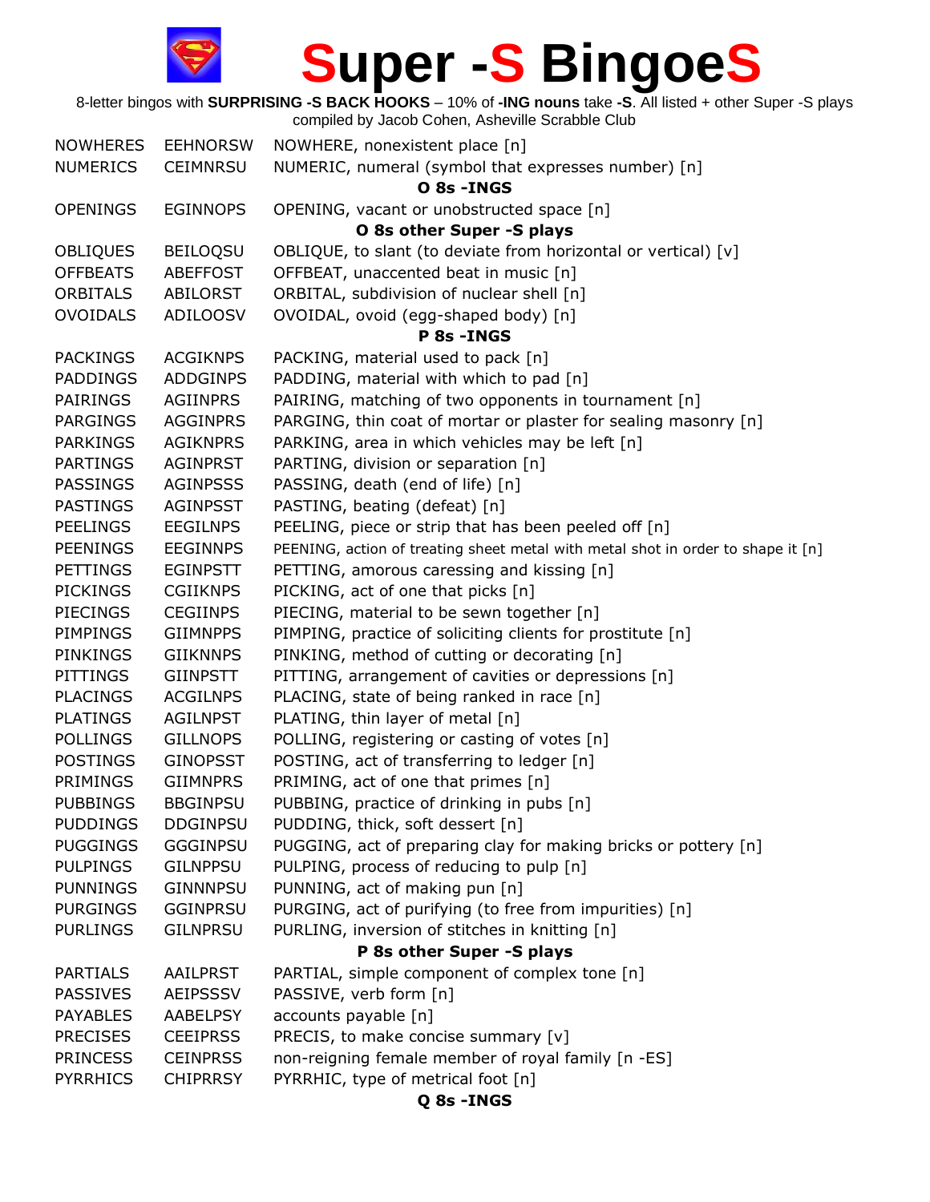# Super -S BingoeS

8-letter bingos with **SURPRISING -S BACK HOOKS** – 10% of **-ING nouns** take **-S**. All listed + other Super -S plays
compiled by Jacob Cohen, Asheville Scrabble Club

| | | |
|---|---|---|
| NOWHERES | EEHNORSW | NOWHERE, nonexistent place [n] |
| NUMERICS | CEIMNRSU | NUMERIC, numeral (symbol that expresses number) [n] |
| | | **O 8s -INGS** |
| OPENINGS | EGINNOPS | OPENING, vacant or unobstructed space [n] |
| | | **O 8s other Super -S plays** |
| OBLIQUES | BEILOQSU | OBLIQUE, to slant (to deviate from horizontal or vertical) [v] |
| OFFBEATS | ABEFFOST | OFFBEAT, unaccented beat in music [n] |
| ORBITALS | ABILORST | ORBITAL, subdivision of nuclear shell [n] |
| OVOIDALS | ADILOOSV | OVOIDAL, ovoid (egg-shaped body) [n] |
| | | **P 8s -INGS** |
| PACKINGS | ACGIKNPS | PACKING, material used to pack [n] |
| PADDINGS | ADDGINPS | PADDING, material with which to pad [n] |
| PAIRINGS | AGIINPRS | PAIRING, matching of two opponents in tournament [n] |
| PARGINGS | AGGINPRS | PARGING, thin coat of mortar or plaster for sealing masonry [n] |
| PARKINGS | AGIKNPRS | PARKING, area in which vehicles may be left [n] |
| PARTINGS | AGINPRST | PARTING, division or separation [n] |
| PASSINGS | AGINPSSS | PASSING, death (end of life) [n] |
| PASTINGS | AGINPSST | PASTING, beating (defeat) [n] |
| PEELINGS | EEGILNPS | PEELING, piece or strip that has been peeled off [n] |
| PEENINGS | EEGINNPS | PEENING, action of treating sheet metal with metal shot in order to shape it [n] |
| PETTINGS | EGINPSTT | PETTING, amorous caressing and kissing [n] |
| PICKINGS | CGIIKNPS | PICKING, act of one that picks [n] |
| PIECINGS | CEGIINPS | PIECING, material to be sewn together [n] |
| PIMPINGS | GIIMNPPS | PIMPING, practice of soliciting clients for prostitute [n] |
| PINKINGS | GIIKNNPS | PINKING, method of cutting or decorating [n] |
| PITTINGS | GIINPSTT | PITTING, arrangement of cavities or depressions [n] |
| PLACINGS | ACGILNPS | PLACING, state of being ranked in race [n] |
| PLATINGS | AGILNPST | PLATING, thin layer of metal [n] |
| POLLINGS | GILLNOPS | POLLING, registering or casting of votes [n] |
| POSTINGS | GINOPSST | POSTING, act of transferring to ledger [n] |
| PRIMINGS | GIIMNPRS | PRIMING, act of one that primes [n] |
| PUBBINGS | BBGINPSU | PUBBING, practice of drinking in pubs [n] |
| PUDDINGS | DDGINPSU | PUDDING, thick, soft dessert [n] |
| PUGGINGS | GGGINPSU | PUGGING, act of preparing clay for making bricks or pottery [n] |
| PULPINGS | GILNPPSU | PULPING, process of reducing to pulp [n] |
| PUNNINGS | GINNNPSU | PUNNING, act of making pun [n] |
| PURGINGS | GGINPRSU | PURGING, act of purifying (to free from impurities) [n] |
| PURLINGS | GILNPRSU | PURLING, inversion of stitches in knitting [n] |
| | | **P 8s other Super -S plays** |
| PARTIALS | AAILPRST | PARTIAL, simple component of complex tone [n] |
| PASSIVES | AEIPSSSV | PASSIVE, verb form [n] |
| PAYABLES | AABELPSY | accounts payable [n] |
| PRECISES | CEEIPRSS | PRECIS, to make concise summary [v] |
| PRINCESS | CEINPRSS | non-reigning female member of royal family [n -ES] |
| PYRRHICS | CHIPRRSY | PYRRHIC, type of metrical foot [n] |
| | | **Q 8s -INGS** |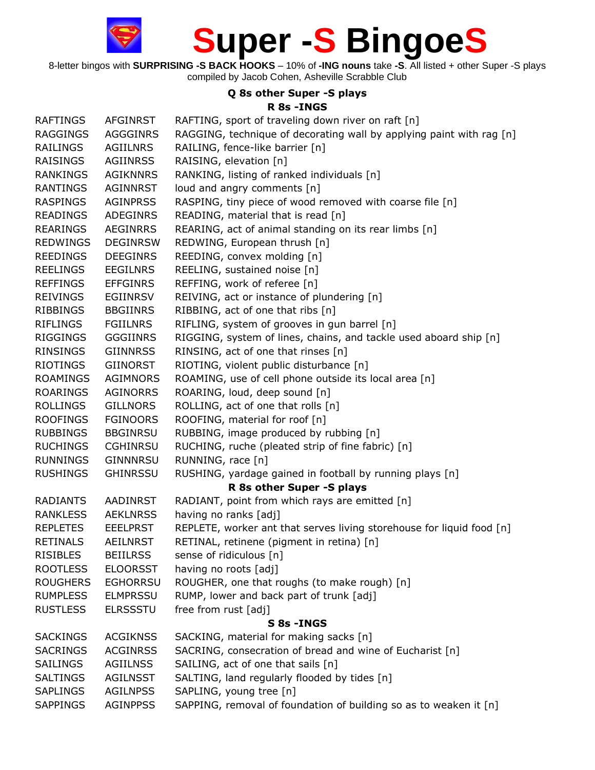# Super -S BingoeS

8-letter bingos with **SURPRISING -S BACK HOOKS** – 10% of **-ING nouns** take **-S**. All listed + other Super -S plays compiled by Jacob Cohen, Asheville Scrabble Club

### Q 8s other Super -S plays

### R 8s -INGS

| | | |
|---|---|---|
| RAFTINGS | AFGINRST | RAFTING, sport of traveling down river on raft [n] |
| RAGGINGS | AGGGINRS | RAGGING, technique of decorating wall by applying paint with rag [n] |
| RAILINGS | AGIILNRS | RAILING, fence-like barrier [n] |
| RAISINGS | AGIINRSS | RAISING, elevation [n] |
| RANKINGS | AGIKNNRS | RANKING, listing of ranked individuals [n] |
| RANTINGS | AGINNRST | loud and angry comments [n] |
| RASPINGS | AGINPRSS | RASPING, tiny piece of wood removed with coarse file [n] |
| READINGS | ADEGINRS | READING, material that is read [n] |
| REARINGS | AEGINRRS | REARING, act of animal standing on its rear limbs [n] |
| REDWINGS | DEGINRSW | REDWING, European thrush [n] |
| REEDINGS | DEEGINRS | REEDING, convex molding [n] |
| REELINGS | EEGILNRS | REELING, sustained noise [n] |
| REFFINGS | EFFGINRS | REFFING, work of referee [n] |
| REIVINGS | EGIINRSV | REIVING, act or instance of plundering [n] |
| RIBBINGS | BBGIINRS | RIBBING, act of one that ribs [n] |
| RIFLINGS | FGIILNRS | RIFLING, system of grooves in gun barrel [n] |
| RIGGINGS | GGGIINRS | RIGGING, system of lines, chains, and tackle used aboard ship [n] |
| RINSINGS | GIINNRSS | RINSING, act of one that rinses [n] |
| RIOTINGS | GIINORST | RIOTING, violent public disturbance [n] |
| ROAMINGS | AGIMNORS | ROAMING, use of cell phone outside its local area [n] |
| ROARINGS | AGINORRS | ROARING, loud, deep sound [n] |
| ROLLINGS | GILLNORS | ROLLING, act of one that rolls [n] |
| ROOFINGS | FGINOORS | ROOFING, material for roof [n] |
| RUBBINGS | BBGINRSU | RUBBING, image produced by rubbing [n] |
| RUCHINGS | CGHINRSU | RUCHING, ruche (pleated strip of fine fabric) [n] |
| RUNNINGS | GINNNRSU | RUNNING, race [n] |
| RUSHINGS | GHINRSSU | RUSHING, yardage gained in football by running plays [n] |

### R 8s other Super -S plays

| | | |
|---|---|---|
| RADIANTS | AADINRST | RADIANT, point from which rays are emitted [n] |
| RANKLESS | AEKLNRSS | having no ranks [adj] |
| REPLETES | EEELPRST | REPLETE, worker ant that serves living storehouse for liquid food [n] |
| RETINALS | AEILNRST | RETINAL, retinene (pigment in retina) [n] |
| RISIBLES | BEIILRSS | sense of ridiculous [n] |
| ROOTLESS | ELOORSST | having no roots [adj] |
| ROUGHERS | EGHORRSU | ROUGHER, one that roughs (to make rough) [n] |
| RUMPLESS | ELMPRSSU | RUMP, lower and back part of trunk [adj] |
| RUSTLESS | ELRSSSTU | free from rust [adj] |

### S 8s -INGS

| | | |
|---|---|---|
| SACKINGS | ACGIKNSS | SACKING, material for making sacks [n] |
| SACRINGS | ACGINRSS | SACRING, consecration of bread and wine of Eucharist [n] |
| SAILINGS | AGIILNSS | SAILING, act of one that sails [n] |
| SALTINGS | AGILNSST | SALTING, land regularly flooded by tides [n] |
| SAPLINGS | AGILNPSS | SAPLING, young tree [n] |
| SAPPINGS | AGINPPSS | SAPPING, removal of foundation of building so as to weaken it [n] |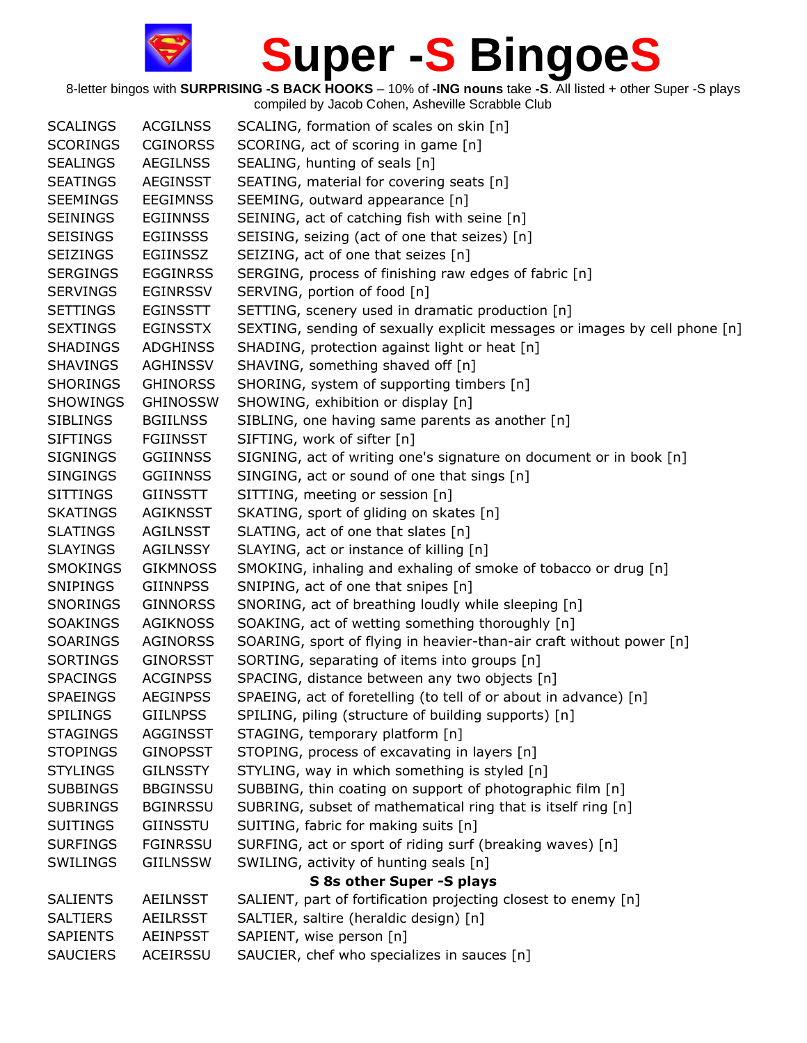# Super -S BingoeS

8-letter bingos with **SURPRISING -S BACK HOOKS** – 10% of **-ING nouns** take **-S**. All listed + other Super -S plays compiled by Jacob Cohen, Asheville Scrabble Club

| | | |
|---|---|---|
| SCALINGS | ACGILNSS | SCALING, formation of scales on skin [n] |
| SCORINGS | CGINORSS | SCORING, act of scoring in game [n] |
| SEALINGS | AEGILNSS | SEALING, hunting of seals [n] |
| SEATINGS | AEGINSST | SEATING, material for covering seats [n] |
| SEEMINGS | EEGIMNSS | SEEMING, outward appearance [n] |
| SEININGS | EGIINNSS | SEINING, act of catching fish with seine [n] |
| SEISINGS | EGIINSSS | SEISING, seizing (act of one that seizes) [n] |
| SEIZINGS | EGIINSSZ | SEIZING, act of one that seizes [n] |
| SERGINGS | EGGINRSS | SERGING, process of finishing raw edges of fabric [n] |
| SERVINGS | EGINRSSV | SERVING, portion of food [n] |
| SETTINGS | EGINSSTT | SETTING, scenery used in dramatic production [n] |
| SEXTINGS | EGINSSTX | SEXTING, sending of sexually explicit messages or images by cell phone [n] |
| SHADINGS | ADGHINSS | SHADING, protection against light or heat [n] |
| SHAVINGS | AGHINSSV | SHAVING, something shaved off [n] |
| SHORINGS | GHINORSS | SHORING, system of supporting timbers [n] |
| SHOWINGS | GHINOSSW | SHOWING, exhibition or display [n] |
| SIBLINGS | BGIILNSS | SIBLING, one having same parents as another [n] |
| SIFTINGS | FGIINSST | SIFTING, work of sifter [n] |
| SIGNINGS | GGIINNSS | SIGNING, act of writing one's signature on document or in book [n] |
| SINGINGS | GGIINNSS | SINGING, act or sound of one that sings [n] |
| SITTINGS | GIINSSTT | SITTING, meeting or session [n] |
| SKATINGS | AGIKNSST | SKATING, sport of gliding on skates [n] |
| SLATINGS | AGILNSST | SLATING, act of one that slates [n] |
| SLAYINGS | AGILNSSY | SLAYING, act or instance of killing [n] |
| SMOKINGS | GIKMNOSS | SMOKING, inhaling and exhaling of smoke of tobacco or drug [n] |
| SNIPINGS | GIINNPSS | SNIPING, act of one that snipes [n] |
| SNORINGS | GINNORSS | SNORING, act of breathing loudly while sleeping [n] |
| SOAKINGS | AGIKNOSS | SOAKING, act of wetting something thoroughly [n] |
| SOARINGS | AGINORSS | SOARING, sport of flying in heavier-than-air craft without power [n] |
| SORTINGS | GINORSST | SORTING, separating of items into groups [n] |
| SPACINGS | ACGINPSS | SPACING, distance between any two objects [n] |
| SPAEINGS | AEGINPSS | SPAEING, act of foretelling (to tell of or about in advance) [n] |
| SPILINGS | GIILNPSS | SPILING, piling (structure of building supports) [n] |
| STAGINGS | AGGINSST | STAGING, temporary platform [n] |
| STOPINGS | GINOPSST | STOPING, process of excavating in layers [n] |
| STYLINGS | GILNSSTY | STYLING, way in which something is styled [n] |
| SUBBINGS | BBGINSSU | SUBBING, thin coating on support of photographic film [n] |
| SUBRINGS | BGINRSSU | SUBRING, subset of mathematical ring that is itself ring [n] |
| SUITINGS | GIINSSTU | SUITING, fabric for making suits [n] |
| SURFINGS | FGINRSSU | SURFING, act or sport of riding surf (breaking waves) [n] |
| SWILINGS | GIILNSSW | SWILING, activity of hunting seals [n] |
| | | **S 8s other Super -S plays** |
| SALIENTS | AEILNSST | SALIENT, part of fortification projecting closest to enemy [n] |
| SALTIERS | AEILRSST | SALTIER, saltire (heraldic design) [n] |
| SAPIENTS | AEINPSST | SAPIENT, wise person [n] |
| SAUCIERS | ACEIRSSU | SAUCIER, chef who specializes in sauces [n] |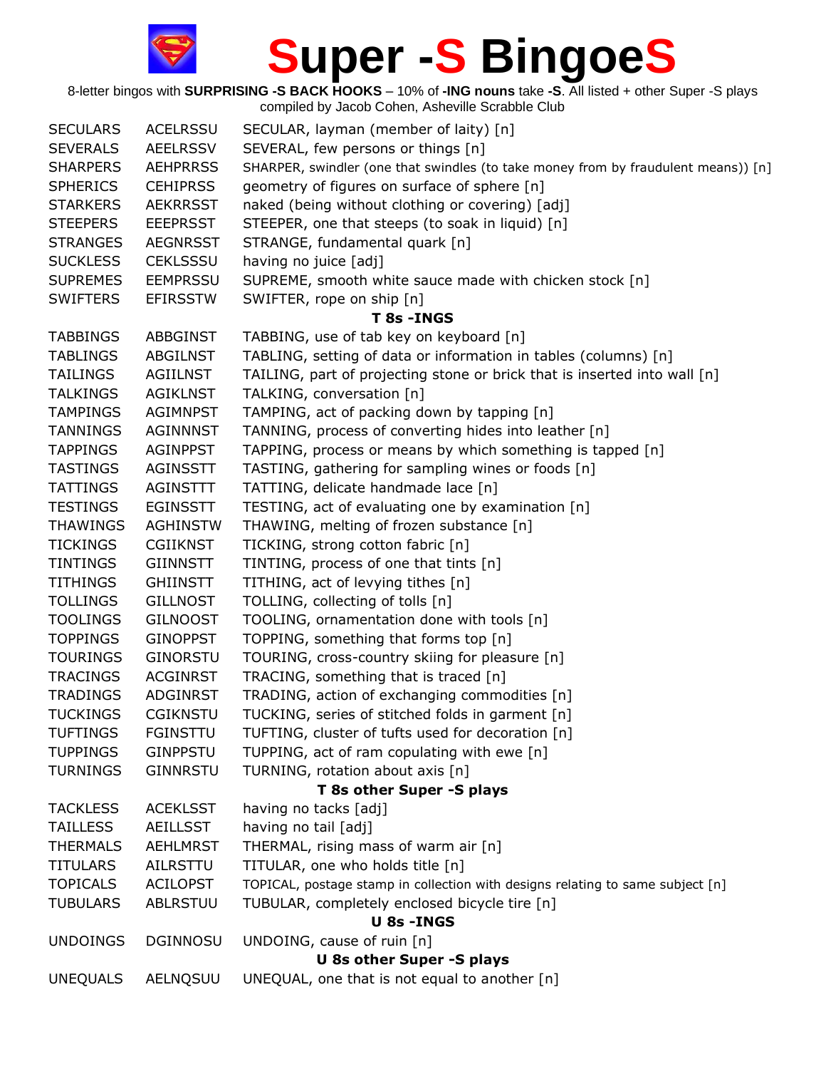# Super -S BingoeS

8-letter bingos with **SURPRISING -S BACK HOOKS** – 10% of **-ING nouns** take **-S**. All listed + other Super -S plays compiled by Jacob Cohen, Asheville Scrabble Club

| | | |
|---|---|---|
| SECULARS | ACELRSSU | SECULAR, layman (member of laity) [n] |
| SEVERALS | AEELRSSV | SEVERAL, few persons or things [n] |
| SHARPERS | AEHPRRSS | SHARPER, swindler (one that swindles (to take money from by fraudulent means)) [n] |
| SPHERICS | CEHIPRSS | geometry of figures on surface of sphere [n] |
| STARKERS | AEKRRSST | naked (being without clothing or covering) [adj] |
| STEEPERS | EEEPRSST | STEEPER, one that steeps (to soak in liquid) [n] |
| STRANGES | AEGNRSST | STRANGE, fundamental quark [n] |
| SUCKLESS | CEKLSSSU | having no juice [adj] |
| SUPREMES | EEMPRSSU | SUPREME, smooth white sauce made with chicken stock [n] |
| SWIFTERS | EFIRSSTW | SWIFTER, rope on ship [n] |
| | | **T 8s -INGS** |
| TABBINGS | ABBGINST | TABBING, use of tab key on keyboard [n] |
| TABLINGS | ABGILNST | TABLING, setting of data or information in tables (columns) [n] |
| TAILINGS | AGIILNST | TAILING, part of projecting stone or brick that is inserted into wall [n] |
| TALKINGS | AGIKLNST | TALKING, conversation [n] |
| TAMPINGS | AGIMNPST | TAMPING, act of packing down by tapping [n] |
| TANNINGS | AGINNNST | TANNING, process of converting hides into leather [n] |
| TAPPINGS | AGINPPST | TAPPING, process or means by which something is tapped [n] |
| TASTINGS | AGINSSTT | TASTING, gathering for sampling wines or foods [n] |
| TATTINGS | AGINSTTT | TATTING, delicate handmade lace [n] |
| TESTINGS | EGINSSTT | TESTING, act of evaluating one by examination [n] |
| THAWINGS | AGHINSTW | THAWING, melting of frozen substance [n] |
| TICKINGS | CGIIKNST | TICKING, strong cotton fabric [n] |
| TINTINGS | GIINNSTT | TINTING, process of one that tints [n] |
| TITHINGS | GHIINSTT | TITHING, act of levying tithes [n] |
| TOLLINGS | GILLNOST | TOLLING, collecting of tolls [n] |
| TOOLINGS | GILNOOST | TOOLING, ornamentation done with tools [n] |
| TOPPINGS | GINOPPST | TOPPING, something that forms top [n] |
| TOURINGS | GINORSTU | TOURING, cross-country skiing for pleasure [n] |
| TRACINGS | ACGINRST | TRACING, something that is traced [n] |
| TRADINGS | ADGINRST | TRADING, action of exchanging commodities [n] |
| TUCKINGS | CGIKNSTU | TUCKING, series of stitched folds in garment [n] |
| TUFTINGS | FGINSTTU | TUFTING, cluster of tufts used for decoration [n] |
| TUPPINGS | GINPPSTU | TUPPING, act of ram copulating with ewe [n] |
| TURNINGS | GINNRSTU | TURNING, rotation about axis [n] |
| | | **T 8s other Super -S plays** |
| TACKLESS | ACEKLSST | having no tacks [adj] |
| TAILLESS | AEILLSST | having no tail [adj] |
| THERMALS | AEHLMRST | THERMAL, rising mass of warm air [n] |
| TITULARS | AILRSTTU | TITULAR, one who holds title [n] |
| TOPICALS | ACILOPST | TOPICAL, postage stamp in collection with designs relating to same subject [n] |
| TUBULARS | ABLRSTUU | TUBULAR, completely enclosed bicycle tire [n] |
| | | **U 8s -INGS** |
| UNDOINGS | DGINNOSU | UNDOING, cause of ruin [n] |
| | | **U 8s other Super -S plays** |
| UNEQUALS | AELNQSUU | UNEQUAL, one that is not equal to another [n] |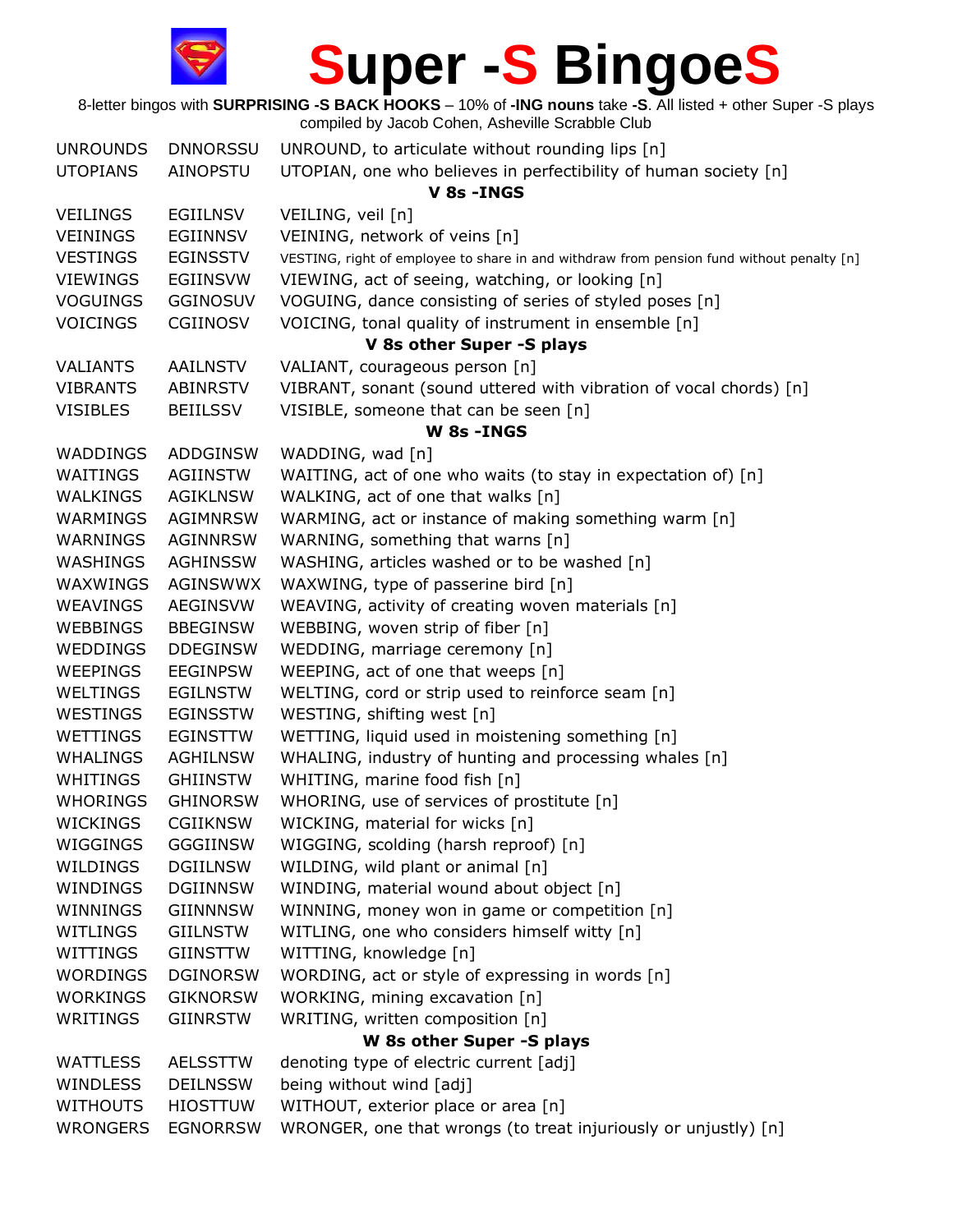# Super -S BingoeS

8-letter bingos with **SURPRISING -S BACK HOOKS** – 10% of **-ING nouns** take **-S**. All listed + other Super -S plays compiled by Jacob Cohen, Asheville Scrabble Club

| | | |
|---|---|---|
| UNROUNDS | DNNORSSU | UNROUND, to articulate without rounding lips [n] |
| UTOPIANS | AINOPSTU | UTOPIAN, one who believes in perfectibility of human society [n] |
| | | **V 8s -INGS** |
| VEILINGS | EGIILNSV | VEILING, veil [n] |
| VEININGS | EGIINNSV | VEINING, network of veins [n] |
| VESTINGS | EGINSSTV | VESTING, right of employee to share in and withdraw from pension fund without penalty [n] |
| VIEWINGS | EGIINSVW | VIEWING, act of seeing, watching, or looking [n] |
| VOGUINGS | GGINOSUV | VOGUING, dance consisting of series of styled poses [n] |
| VOICINGS | CGIINOSV | VOICING, tonal quality of instrument in ensemble [n] |
| | | **V 8s other Super -S plays** |
| VALIANTS | AAILNSTV | VALIANT, courageous person [n] |
| VIBRANTS | ABINRSTV | VIBRANT, sonant (sound uttered with vibration of vocal chords) [n] |
| VISIBLES | BEIILSSV | VISIBLE, someone that can be seen [n] |
| | | **W 8s -INGS** |
| WADDINGS | ADDGINSW | WADDING, wad [n] |
| WAITINGS | AGIINSTW | WAITING, act of one who waits (to stay in expectation of) [n] |
| WALKINGS | AGIKLNSW | WALKING, act of one that walks [n] |
| WARMINGS | AGIMNRSW | WARMING, act or instance of making something warm [n] |
| WARNINGS | AGINNRSW | WARNING, something that warns [n] |
| WASHINGS | AGHINSSW | WASHING, articles washed or to be washed [n] |
| WAXWINGS | AGINSWWX | WAXWING, type of passerine bird [n] |
| WEAVINGS | AEGINSVW | WEAVING, activity of creating woven materials [n] |
| WEBBINGS | BBEGINSW | WEBBING, woven strip of fiber [n] |
| WEDDINGS | DDEGINSW | WEDDING, marriage ceremony [n] |
| WEEPINGS | EEGINPSW | WEEPING, act of one that weeps [n] |
| WELTINGS | EGILNSTW | WELTING, cord or strip used to reinforce seam [n] |
| WESTINGS | EGINSSTW | WESTING, shifting west [n] |
| WETTINGS | EGINSTTW | WETTING, liquid used in moistening something [n] |
| WHALINGS | AGHILNSW | WHALING, industry of hunting and processing whales [n] |
| WHITINGS | GHIINSTW | WHITING, marine food fish [n] |
| WHORINGS | GHINORSW | WHORING, use of services of prostitute [n] |
| WICKINGS | CGIIKNSW | WICKING, material for wicks [n] |
| WIGGINGS | GGGIINSW | WIGGING, scolding (harsh reproof) [n] |
| WILDINGS | DGIILNSW | WILDING, wild plant or animal [n] |
| WINDINGS | DGIINNSW | WINDING, material wound about object [n] |
| WINNINGS | GIINNNSW | WINNING, money won in game or competition [n] |
| WITLINGS | GIILNSTW | WITLING, one who considers himself witty [n] |
| WITTINGS | GIINSTTW | WITTING, knowledge [n] |
| WORDINGS | DGINORSW | WORDING, act or style of expressing in words [n] |
| WORKINGS | GIKNORSW | WORKING, mining excavation [n] |
| WRITINGS | GIINRSTW | WRITING, written composition [n] |
| | | **W 8s other Super -S plays** |
| WATTLESS | AELSSTTW | denoting type of electric current [adj] |
| WINDLESS | DEILNSSW | being without wind [adj] |
| WITHOUTS | HIOSTTUW | WITHOUT, exterior place or area [n] |
| WRONGERS | EGNORRSW | WRONGER, one that wrongs (to treat injuriously or unjustly) [n] |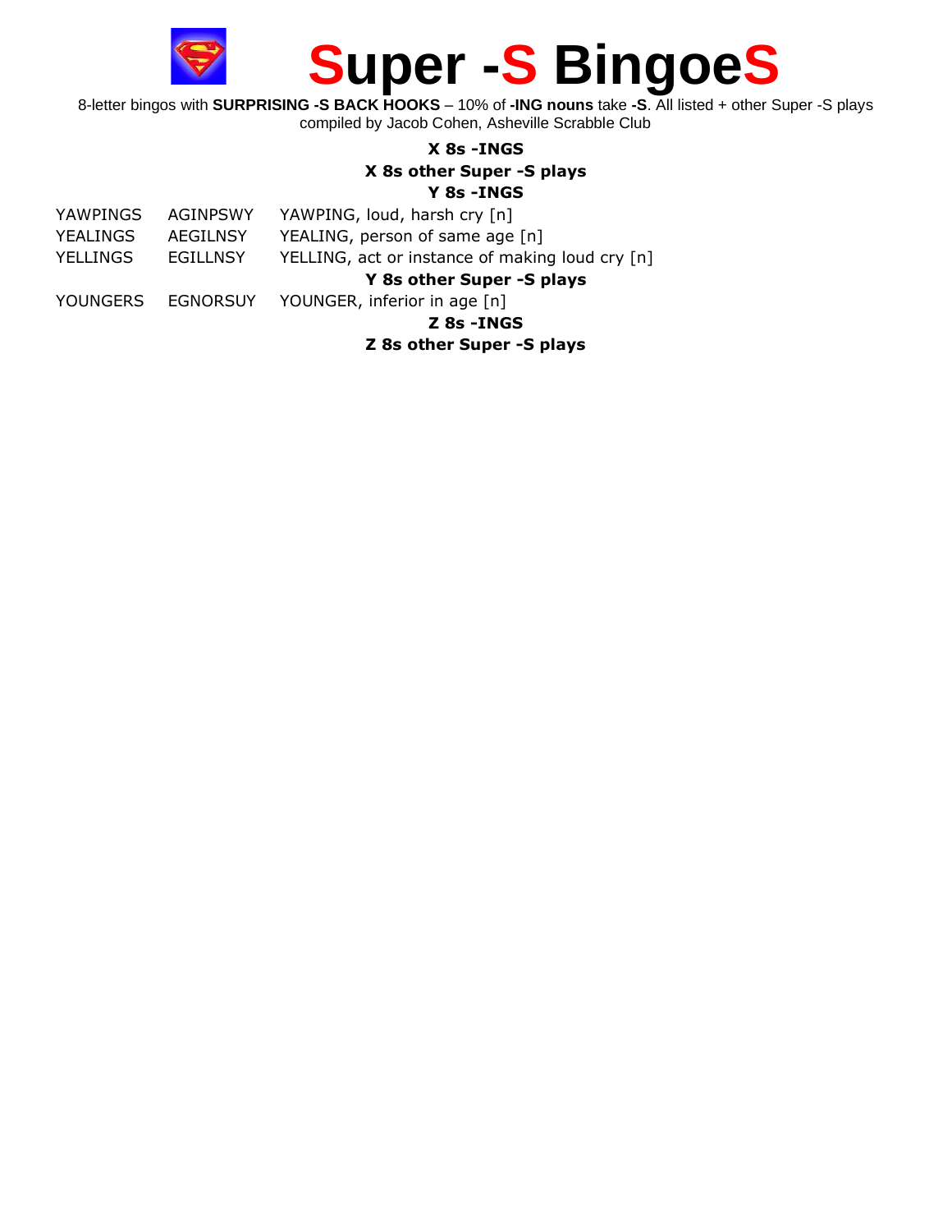# Super -S BingoeS

8-letter bingos with **SURPRISING -S BACK HOOKS** – 10% of **-ING nouns** take **-S**. All listed + other Super -S plays compiled by Jacob Cohen, Asheville Scrabble Club

**X 8s -INGS**

**X 8s other Super -S plays**

**Y 8s -INGS**

| | | |
|---|---|---|
| YAWPINGS | AGINPSWY | YAWPING, loud, harsh cry [n] |
| YEALINGS | AEGILNSY | YEALING, person of same age [n] |
| YELLINGS | EGILLNSY | YELLING, act or instance of making loud cry [n] |

**Y 8s other Super -S plays**

| | | |
|---|---|---|
| YOUNGERS | EGNORSUY | YOUNGER, inferior in age [n] |

**Z 8s -INGS**

**Z 8s other Super -S plays**